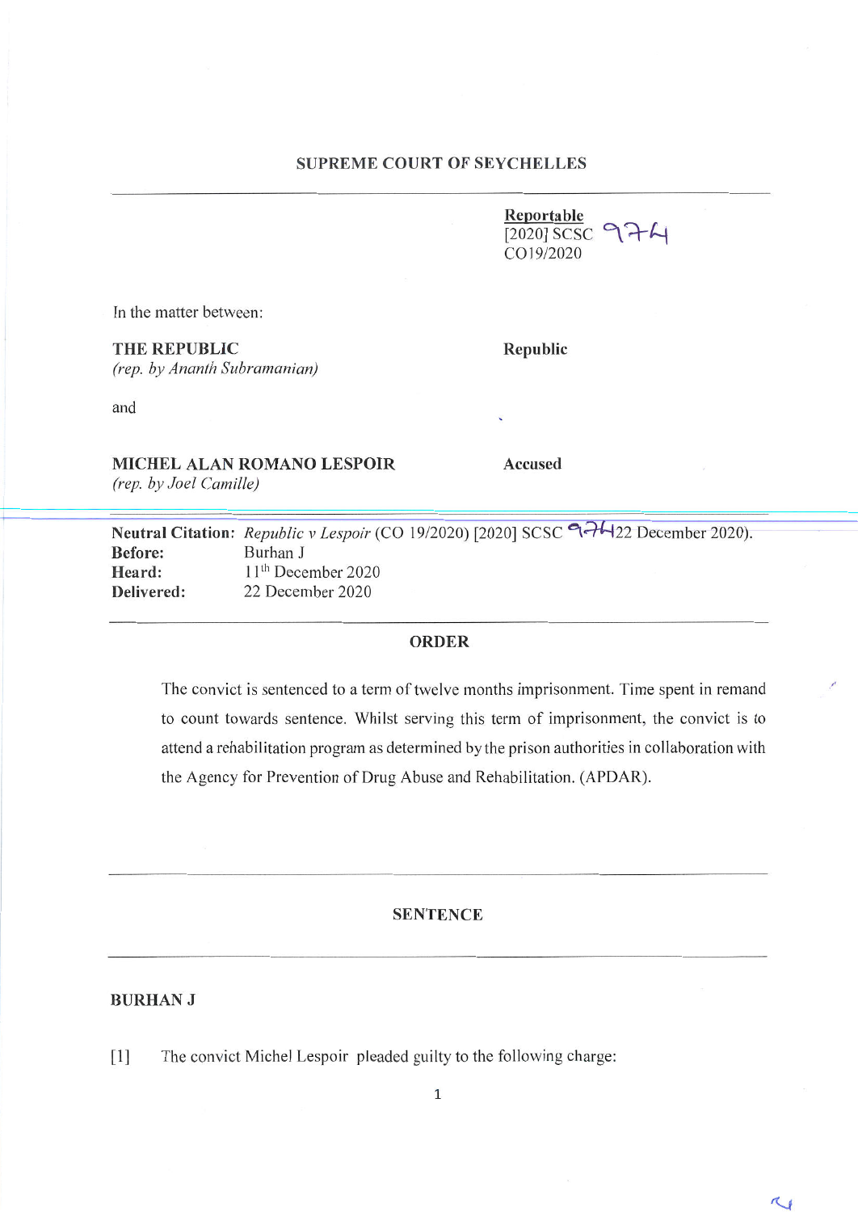**SUPREME COURT OF SEYCHELLES**

---

**Reportable**
[2020] SCSC 974
CO19/2020

In the matter between:

**THE REPUBLIC** — **Republic**
*(rep. by Ananth Subramanian)*

and

**MICHEL ALAN ROMANO LESPOIR** — **Accused**
*(rep. by Joel Camille)*

---

**Neutral Citation:** *Republic v Lespoir* (CO 19/2020) [2020] SCSC 974 (22 December 2020).
**Before:** Burhan J
**Heard:** 11th December 2020
**Delivered:** 22 December 2020

---

**ORDER**

The convict is sentenced to a term of twelve months imprisonment. Time spent in remand to count towards sentence. Whilst serving this term of imprisonment, the convict is to attend a rehabilitation program as determined by the prison authorities in collaboration with the Agency for Prevention of Drug Abuse and Rehabilitation. (APDAR).

---

**SENTENCE**

---

**BURHAN J**

[1] The convict Michel Lespoir pleaded guilty to the following charge: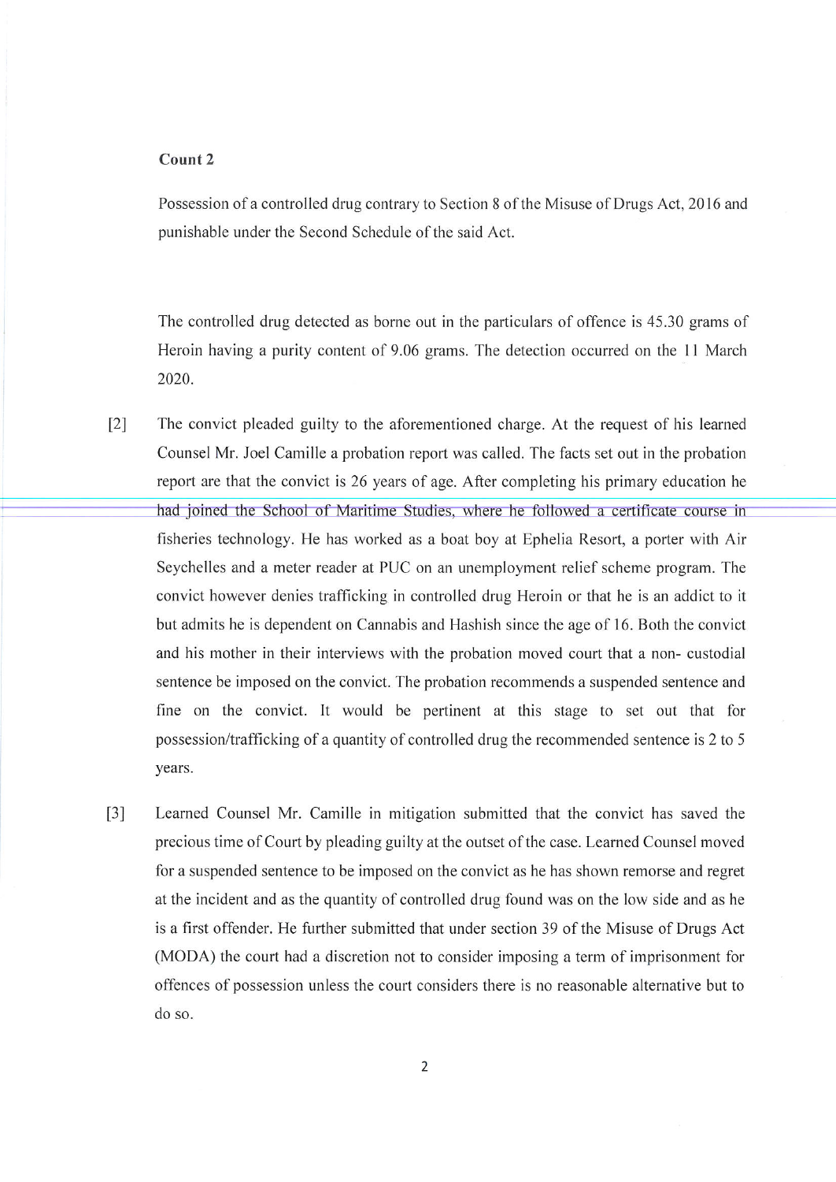**Count 2**

Possession of a controlled drug contrary to Section 8 of the Misuse of Drugs Act, 2016 and punishable under the Second Schedule of the said Act.

The controlled drug detected as borne out in the particulars of offence is 45.30 grams of Heroin having a purity content of 9.06 grams. The detection occurred on the 11 March 2020.

[2] The convict pleaded guilty to the aforementioned charge. At the request of his learned Counsel Mr. Joel Camille a probation report was called. The facts set out in the probation report are that the convict is 26 years of age. After completing his primary education he had joined the School of Maritime Studies, where he followed a certificate course in fisheries technology. He has worked as a boat boy at Ephelia Resort, a porter with Air Seychelles and a meter reader at PUC on an unemployment relief scheme program. The convict however denies trafficking in controlled drug Heroin or that he is an addict to it but admits he is dependent on Cannabis and Hashish since the age of 16. Both the convict and his mother in their interviews with the probation moved court that a non- custodial sentence be imposed on the convict. The probation recommends a suspended sentence and fine on the convict. It would be pertinent at this stage to set out that for possession/trafficking of a quantity of controlled drug the recommended sentence is 2 to 5 years.

[3] Learned Counsel Mr. Camille in mitigation submitted that the convict has saved the precious time of Court by pleading guilty at the outset of the case. Learned Counsel moved for a suspended sentence to be imposed on the convict as he has shown remorse and regret at the incident and as the quantity of controlled drug found was on the low side and as he is a first offender. He further submitted that under section 39 of the Misuse of Drugs Act (MODA) the court had a discretion not to consider imposing a term of imprisonment for offences of possession unless the court considers there is no reasonable alternative but to do so.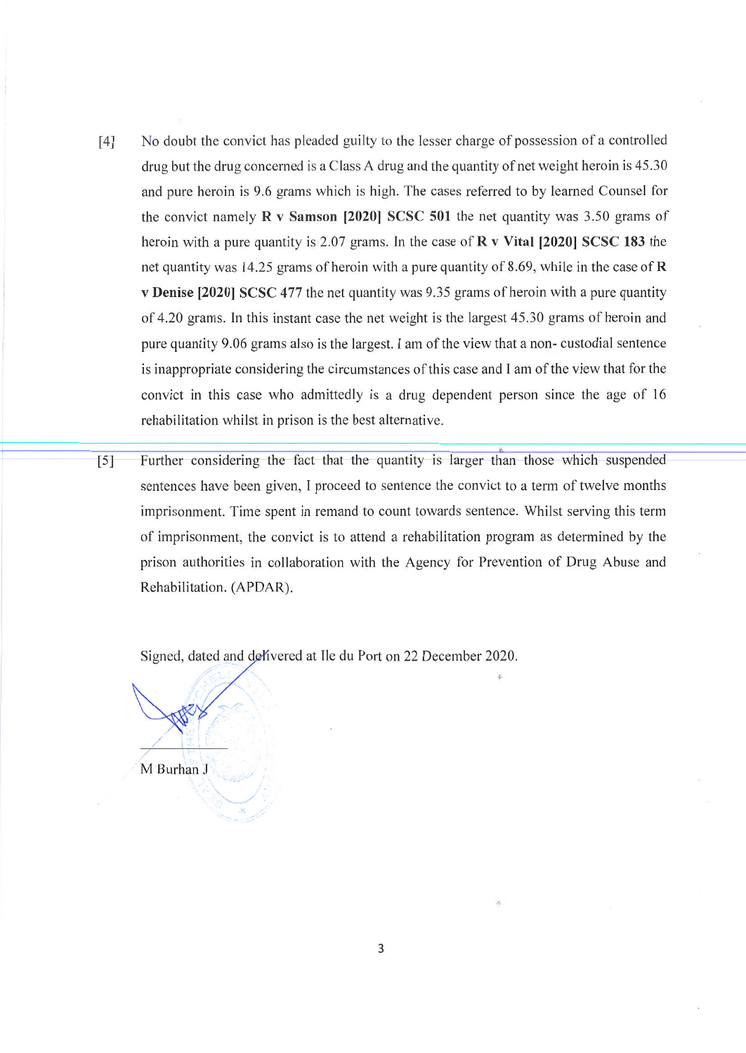[4] No doubt the convict has pleaded guilty to the lesser charge of possession of a controlled drug but the drug concerned is a Class A drug and the quantity of net weight heroin is 45.30 and pure heroin is 9.6 grams which is high. The cases referred to by learned Counsel for the convict namely **R v Samson [2020] SCSC 501** the net quantity was 3.50 grams of heroin with a pure quantity is 2.07 grams. In the case of **R v Vital [2020] SCSC 183** the net quantity was 14.25 grams of heroin with a pure quantity of 8.69, while in the case of **R v Denise [2020] SCSC 477** the net quantity was 9.35 grams of heroin with a pure quantity of 4.20 grams. In this instant case the net weight is the largest 45.30 grams of heroin and pure quantity 9.06 grams also is the largest. I am of the view that a non- custodial sentence is inappropriate considering the circumstances of this case and I am of the view that for the convict in this case who admittedly is a drug dependent person since the age of 16 rehabilitation whilst in prison is the best alternative.

[5] Further considering the fact that the quantity is larger than those which suspended sentences have been given, I proceed to sentence the convict to a term of twelve months imprisonment. Time spent in remand to count towards sentence. Whilst serving this term of imprisonment, the convict is to attend a rehabilitation program as determined by the prison authorities in collaboration with the Agency for Prevention of Drug Abuse and Rehabilitation. (APDAR).

Signed, dated and delivered at Ile du Port on 22 December 2020.

M Burhan J